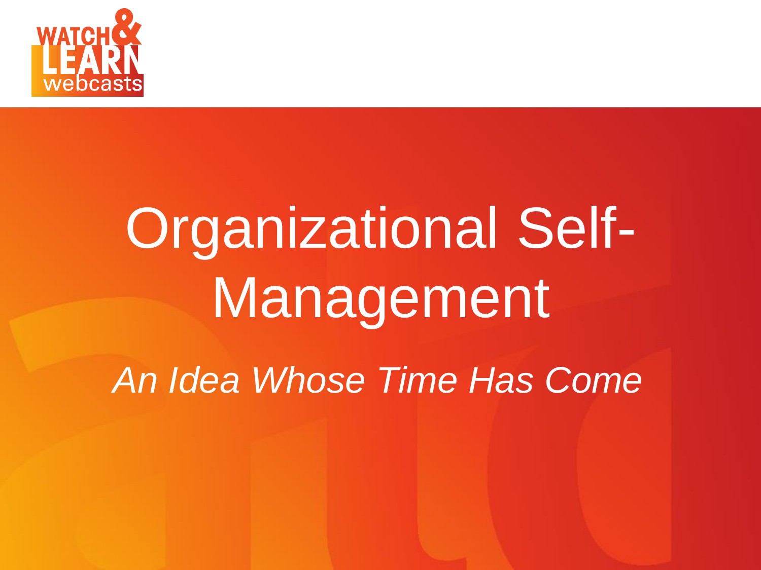WATCH & LEARN webcasts

# Organizational Self-Management

*An Idea Whose Time Has Come*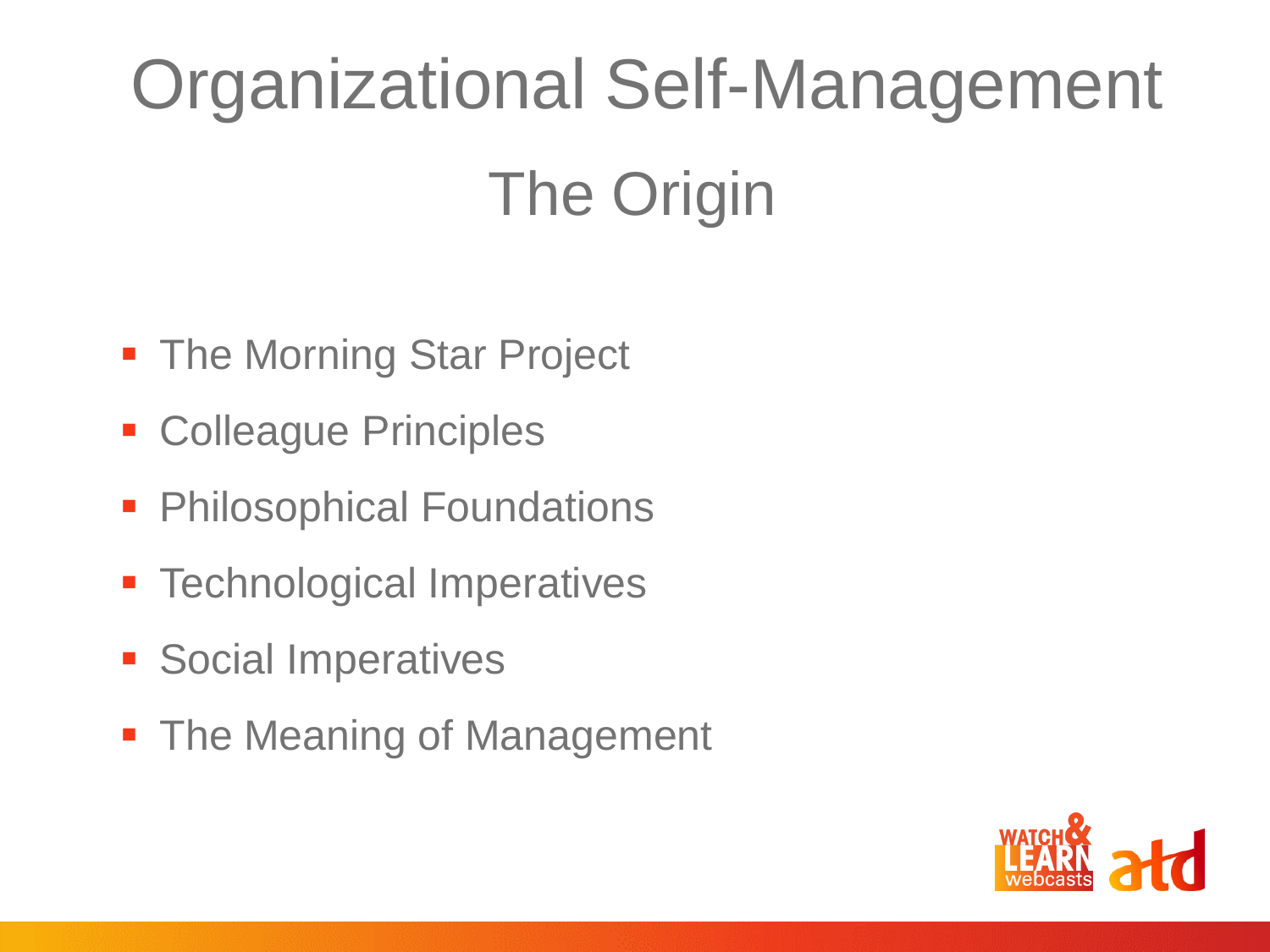# Organizational Self-Management

## The Origin

- The Morning Star Project
- Colleague Principles
- Philosophical Foundations
- Technological Imperatives
- Social Imperatives
- The Meaning of Management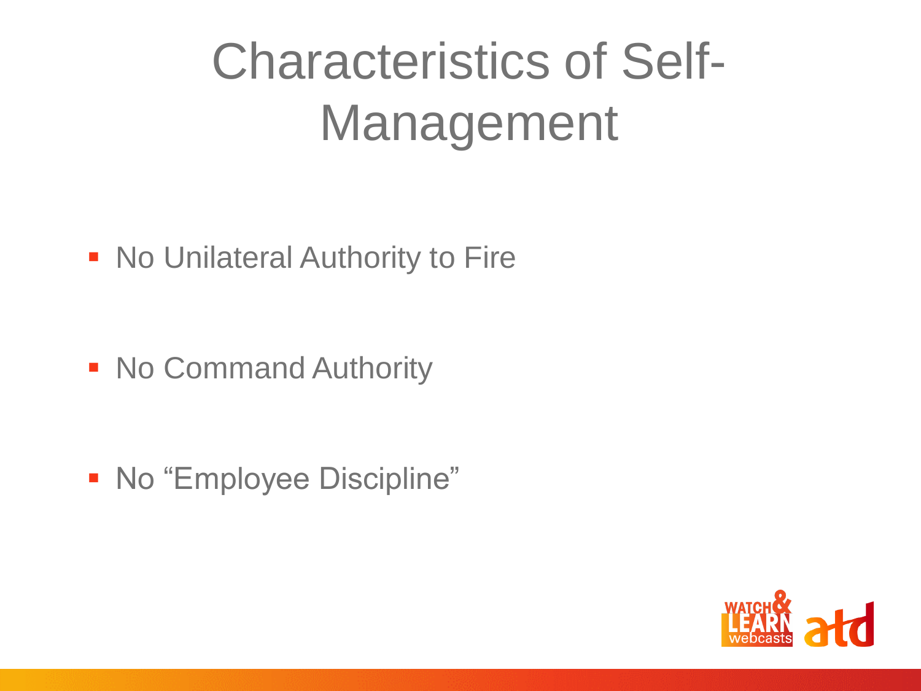# Characteristics of Self-Management

- No Unilateral Authority to Fire
- No Command Authority
- No "Employee Discipline"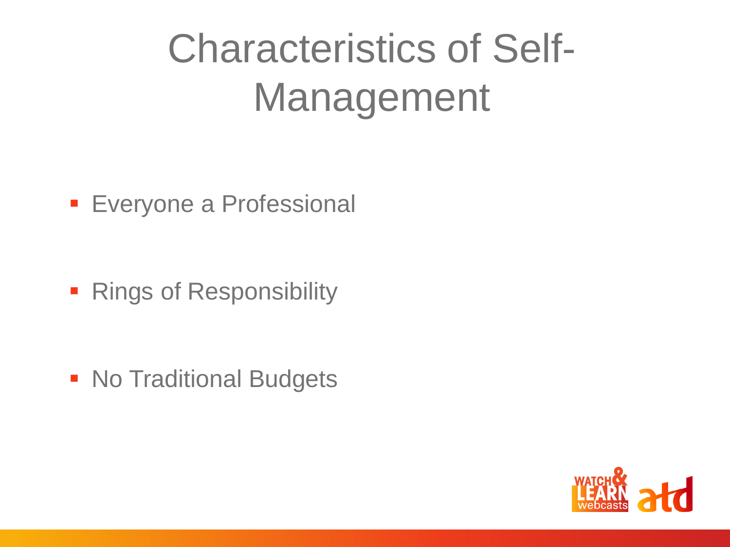# Characteristics of Self-Management

- Everyone a Professional
- Rings of Responsibility
- No Traditional Budgets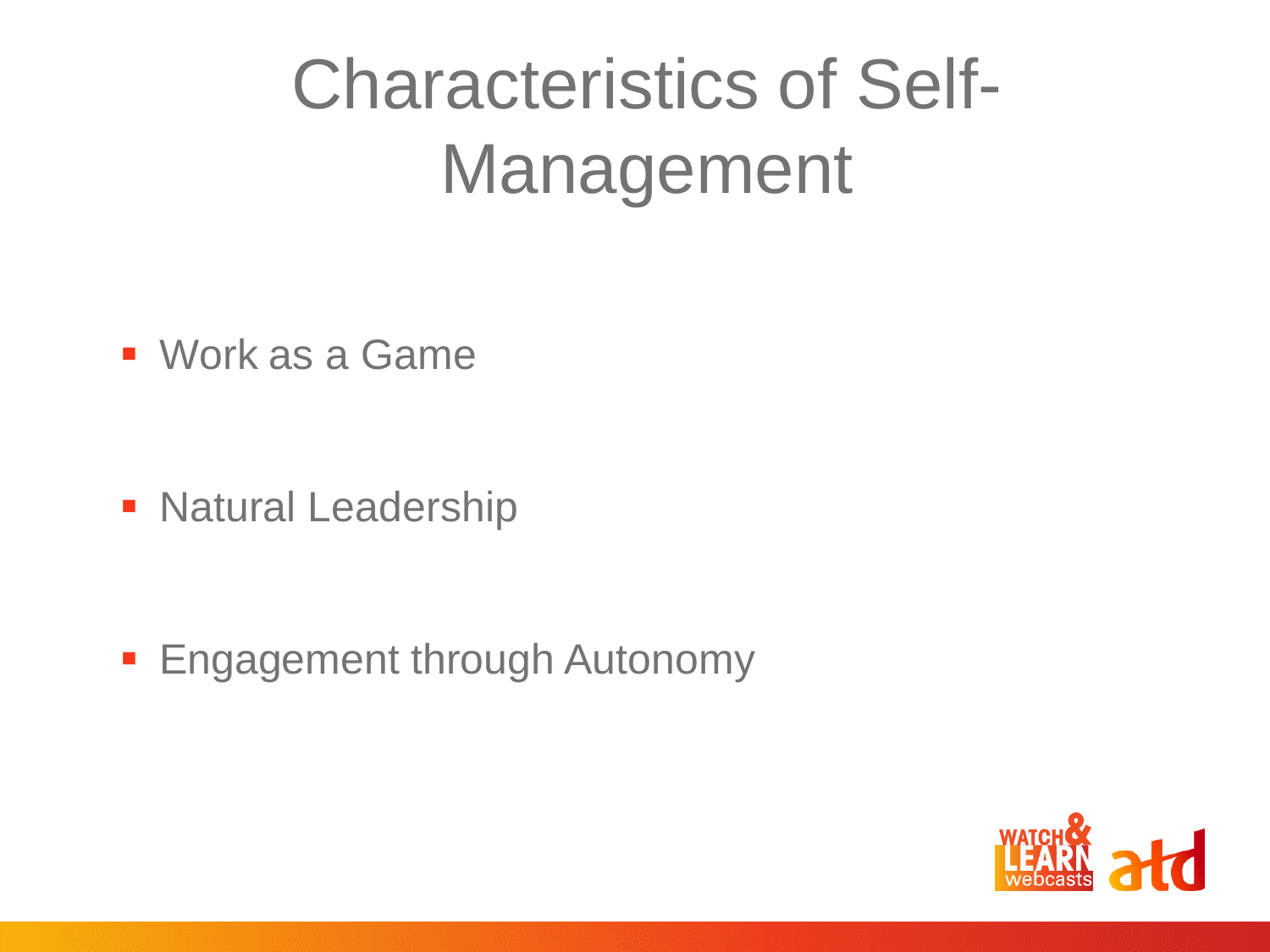# Characteristics of Self-Management

- Work as a Game
- Natural Leadership
- Engagement through Autonomy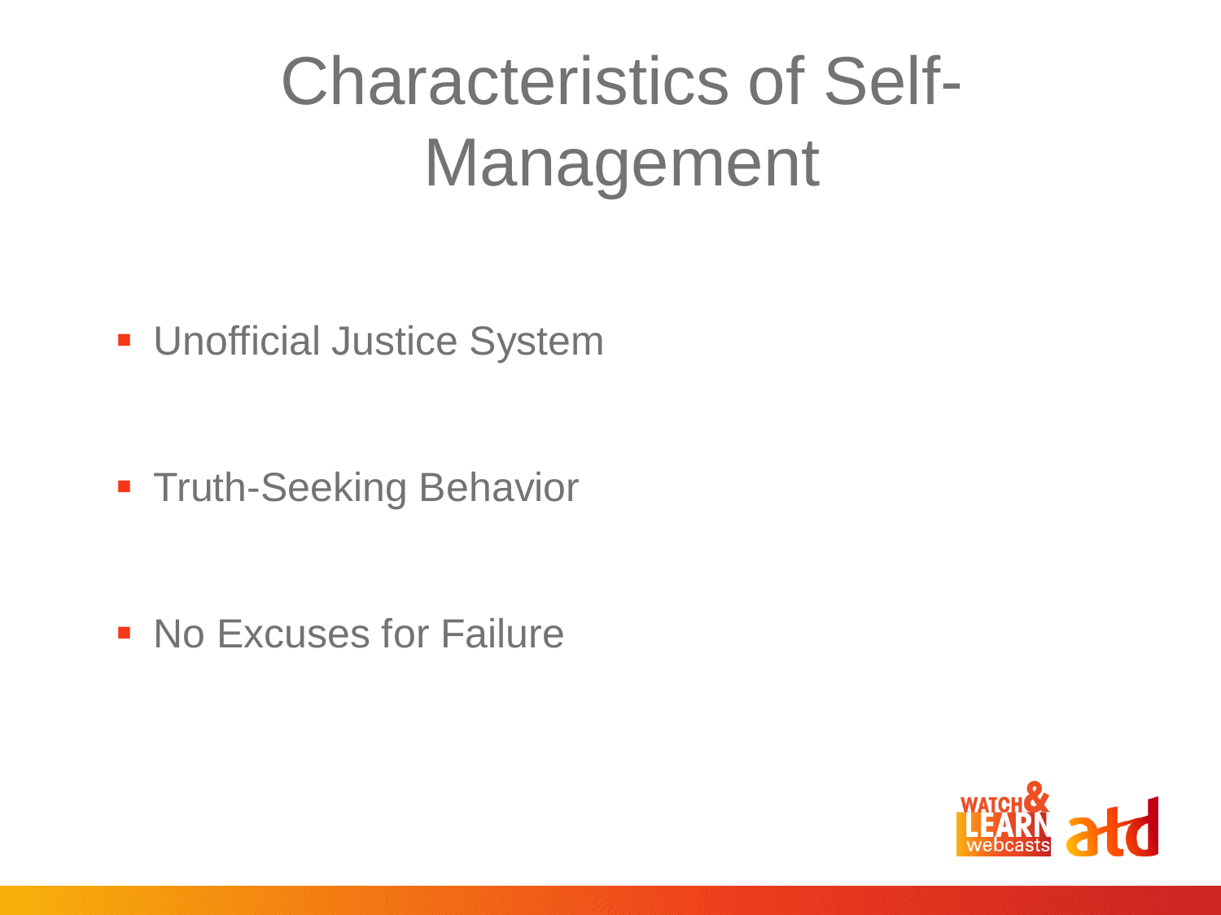# Characteristics of Self-Management

- Unofficial Justice System
- Truth-Seeking Behavior
- No Excuses for Failure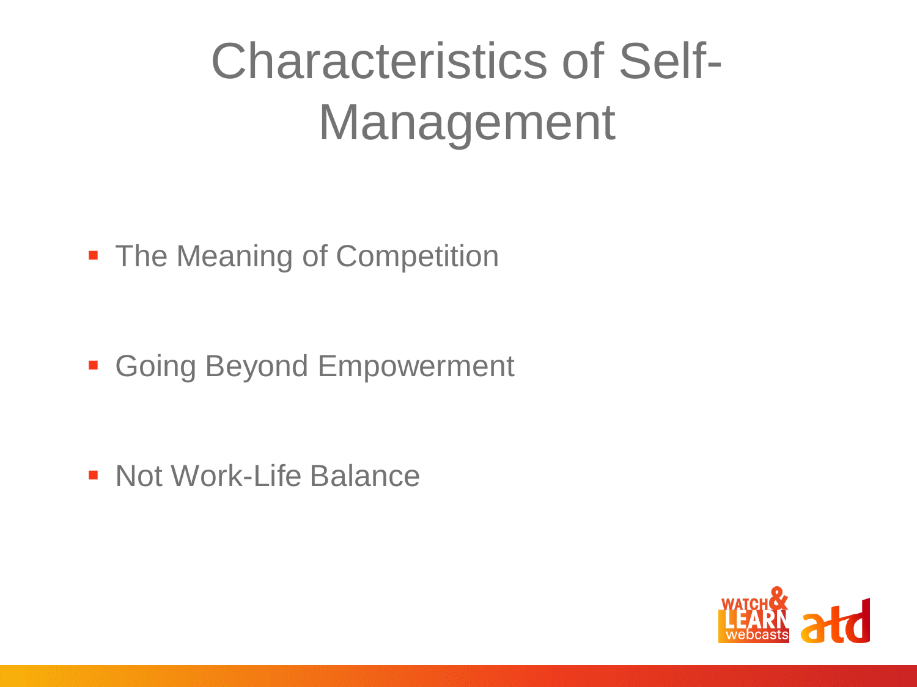# Characteristics of Self-Management

- The Meaning of Competition
- Going Beyond Empowerment
- Not Work-Life Balance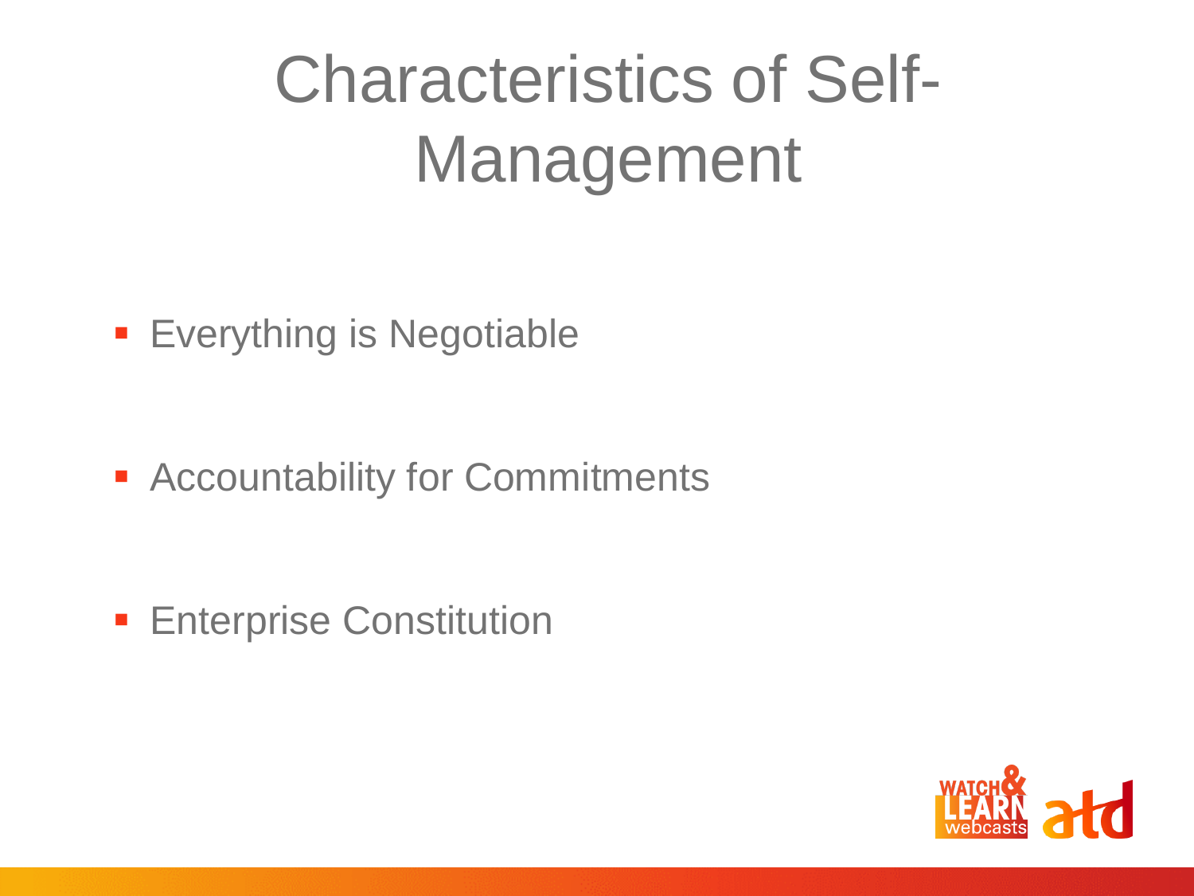# Characteristics of Self-Management

- Everything is Negotiable
- Accountability for Commitments
- Enterprise Constitution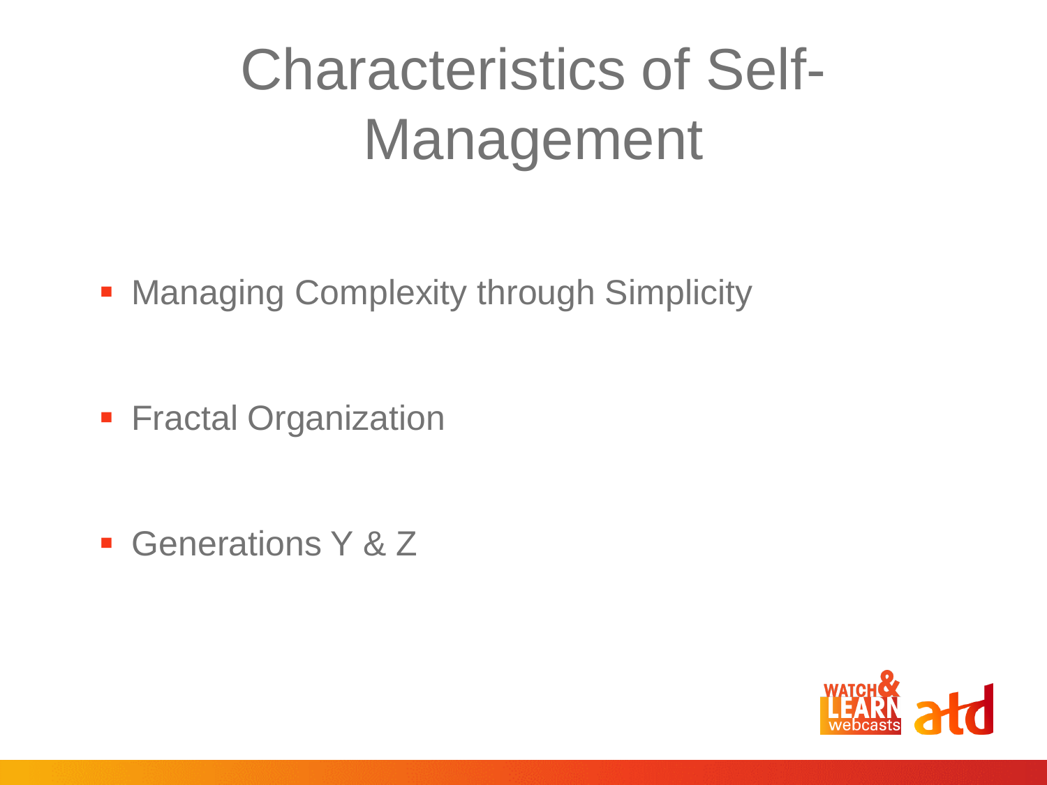# Characteristics of Self-Management

- Managing Complexity through Simplicity
- Fractal Organization
- Generations Y & Z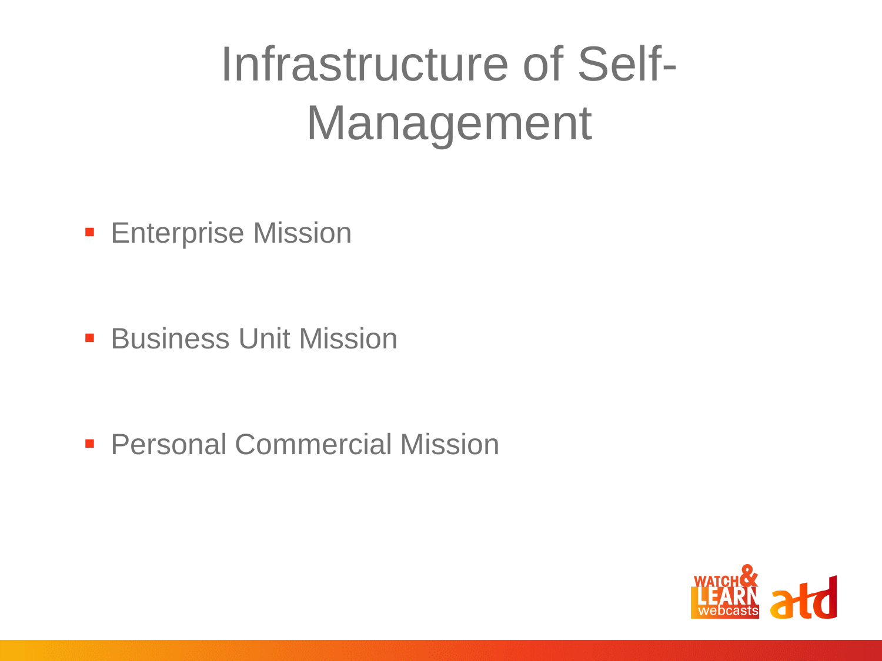# Infrastructure of Self-Management

- Enterprise Mission
- Business Unit Mission
- Personal Commercial Mission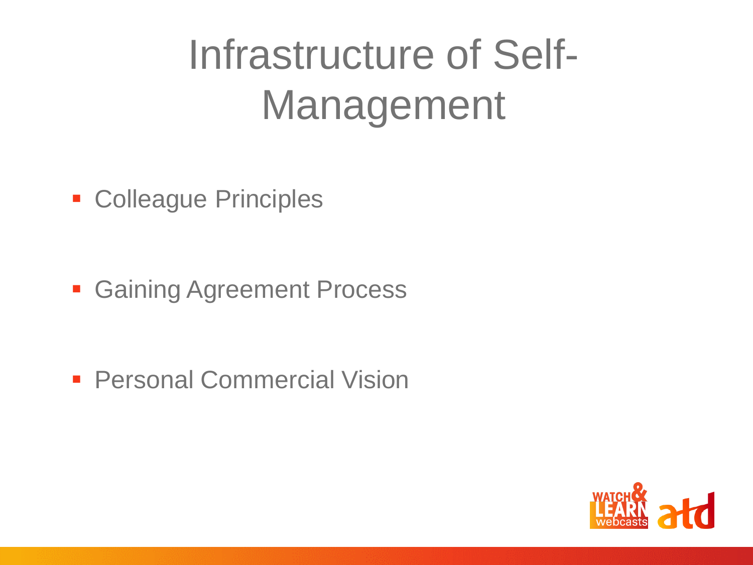# Infrastructure of Self-Management

- Colleague Principles
- Gaining Agreement Process
- Personal Commercial Vision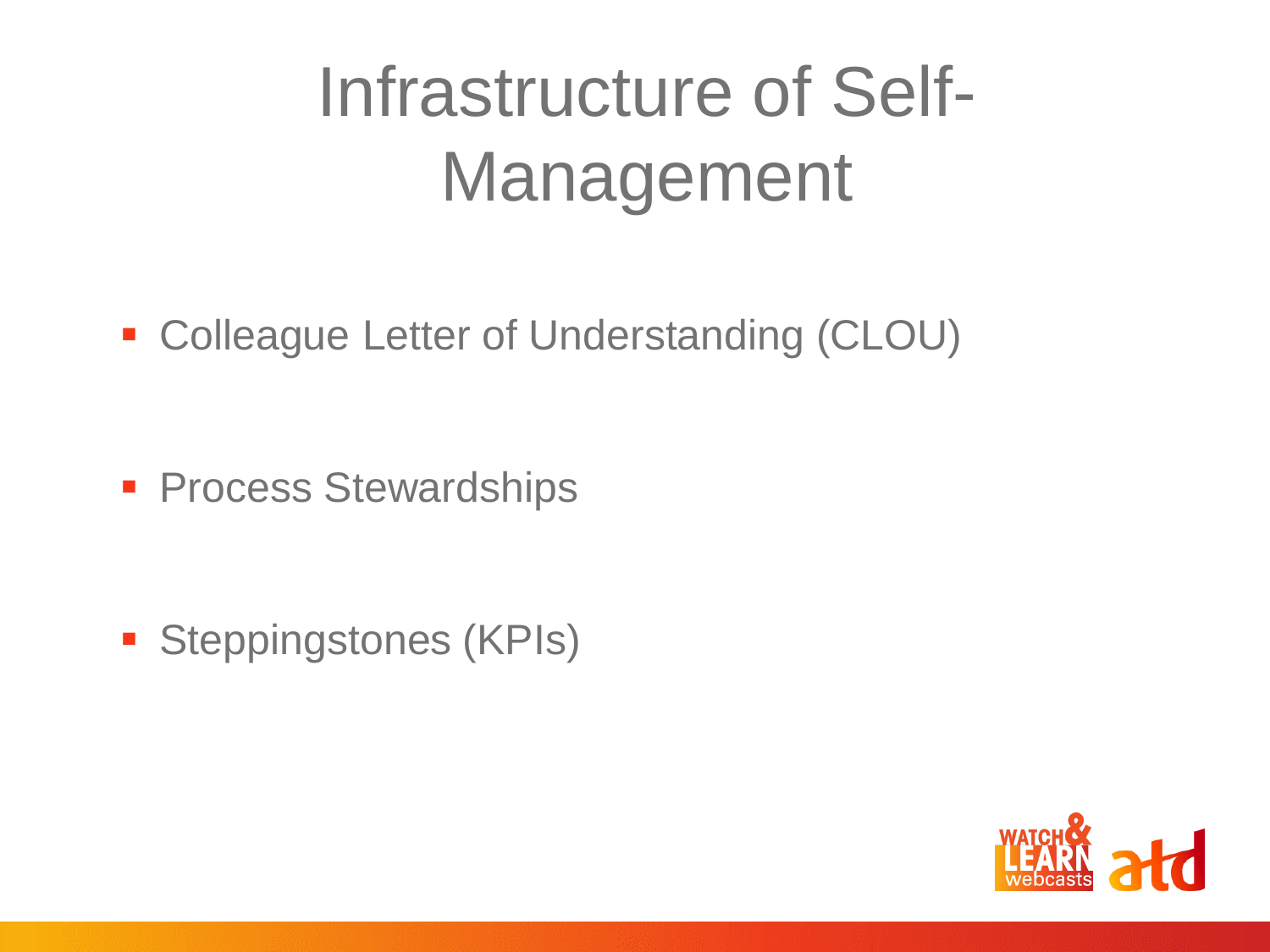# Infrastructure of Self-Management

- Colleague Letter of Understanding (CLOU)
- Process Stewardships
- Steppingstones (KPIs)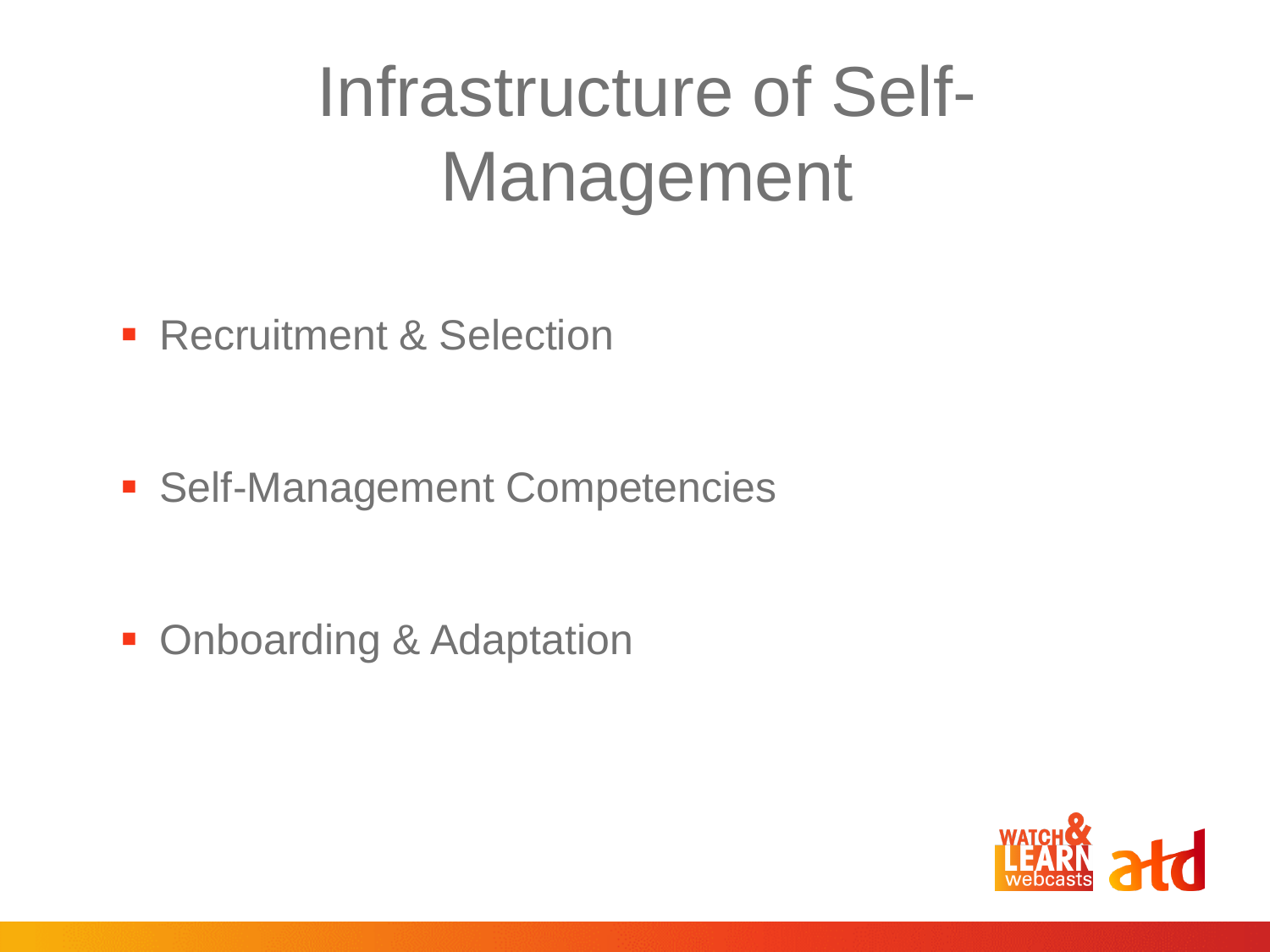# Infrastructure of Self-Management

- Recruitment & Selection
- Self-Management Competencies
- Onboarding & Adaptation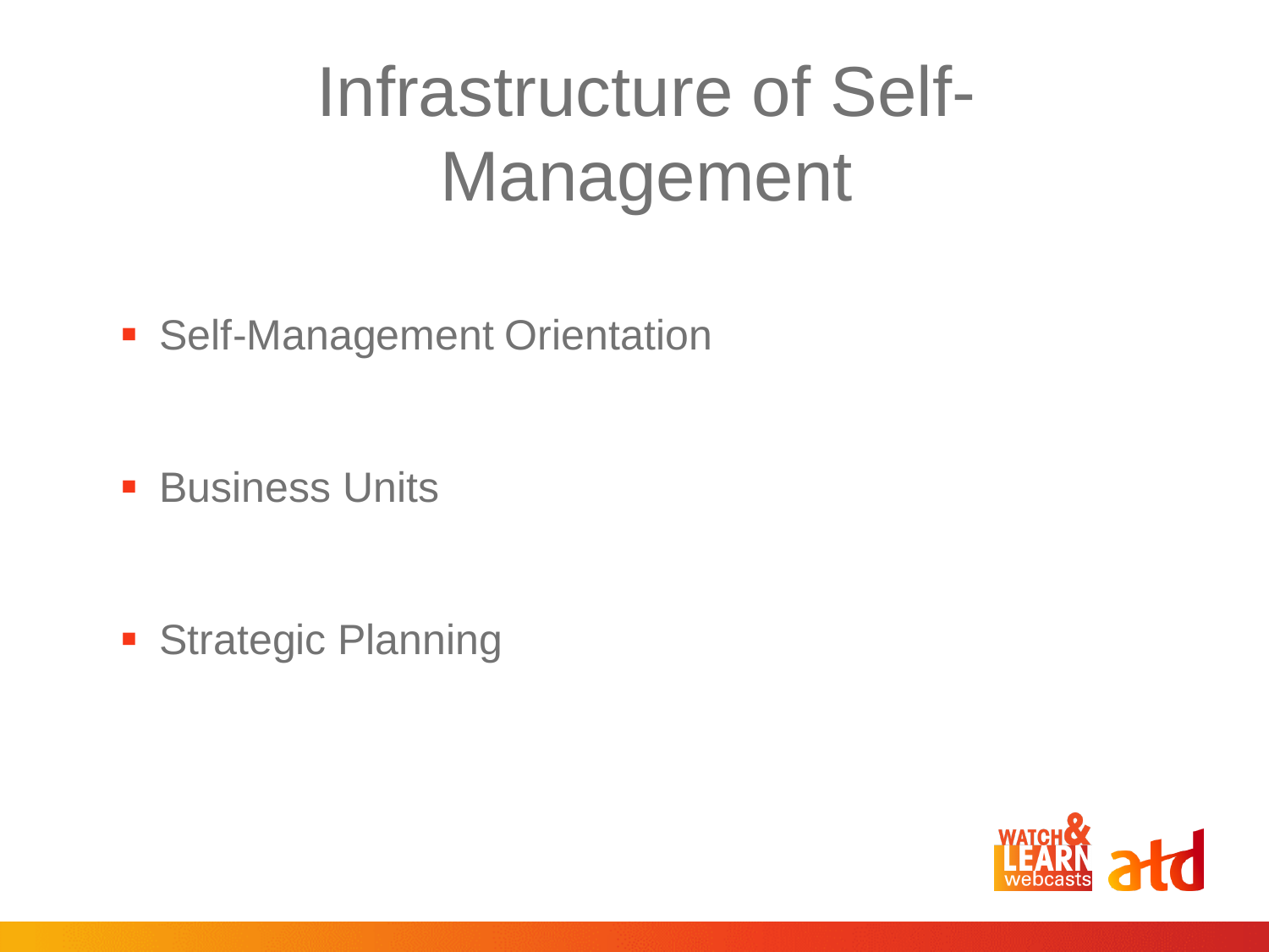# Infrastructure of Self-Management

- Self-Management Orientation
- Business Units
- Strategic Planning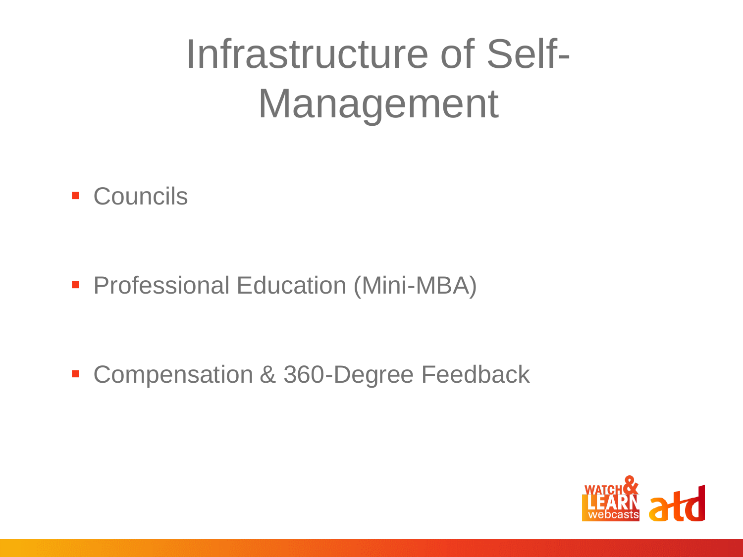# Infrastructure of Self-Management

- Councils
- Professional Education (Mini-MBA)
- Compensation & 360-Degree Feedback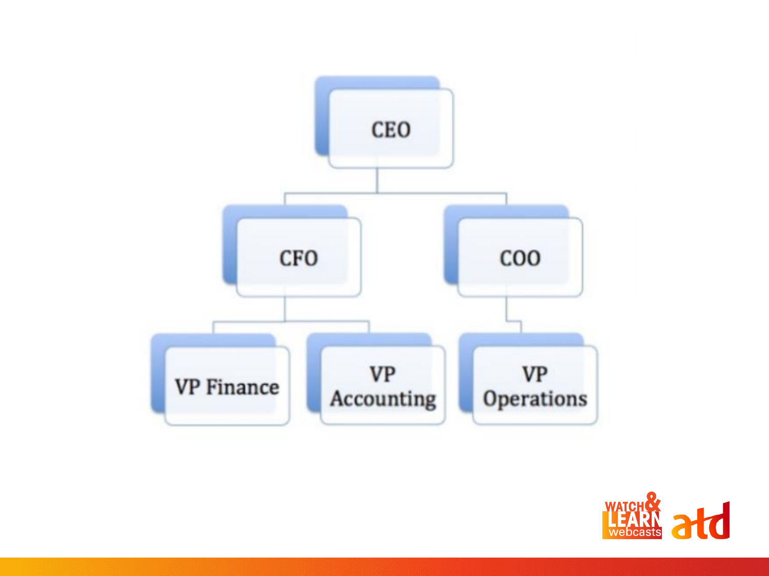CEO

- CFO
  - VP Finance
  - VP Accounting
- COO
  - VP Operations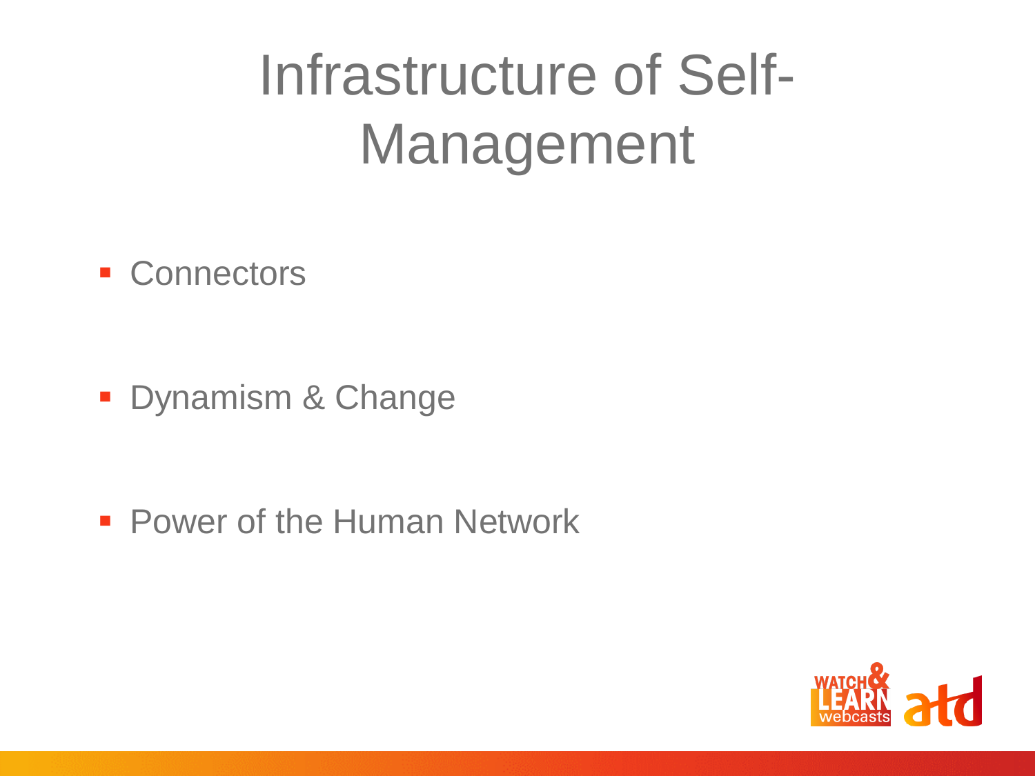# Infrastructure of Self-Management

- Connectors
- Dynamism & Change
- Power of the Human Network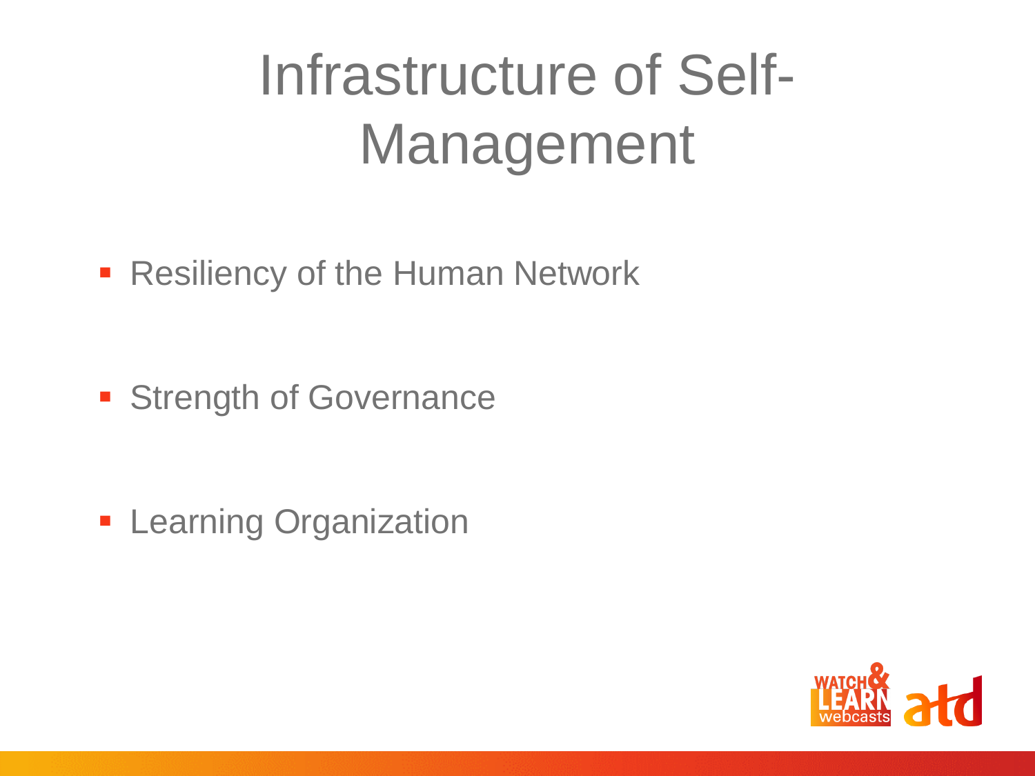# Infrastructure of Self-Management

- Resiliency of the Human Network
- Strength of Governance
- Learning Organization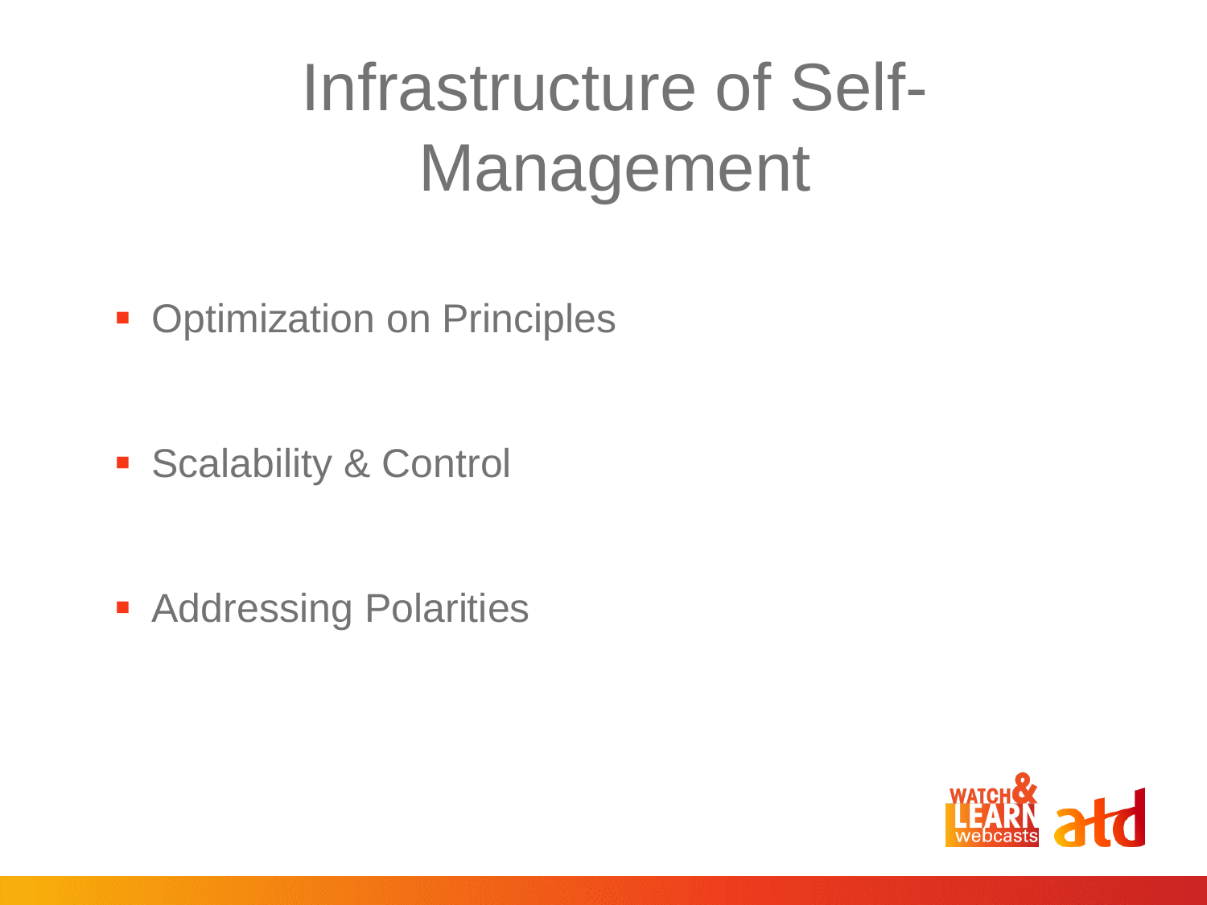# Infrastructure of Self-Management

- Optimization on Principles
- Scalability & Control
- Addressing Polarities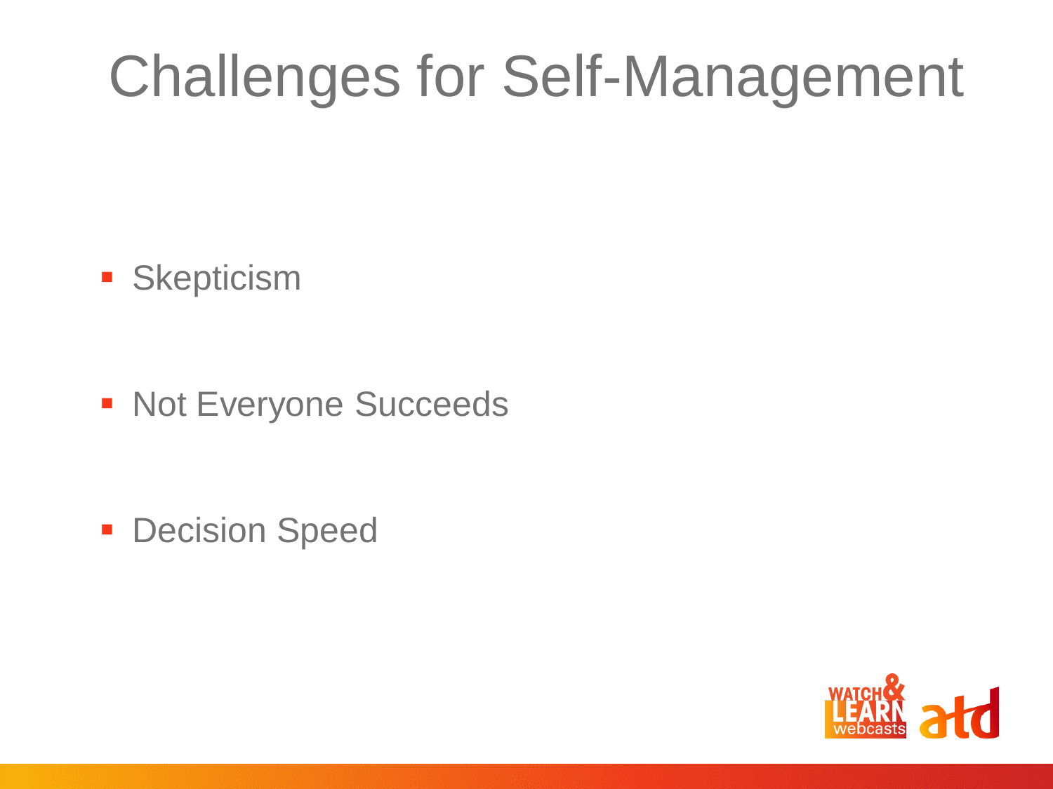# Challenges for Self-Management

- Skepticism
- Not Everyone Succeeds
- Decision Speed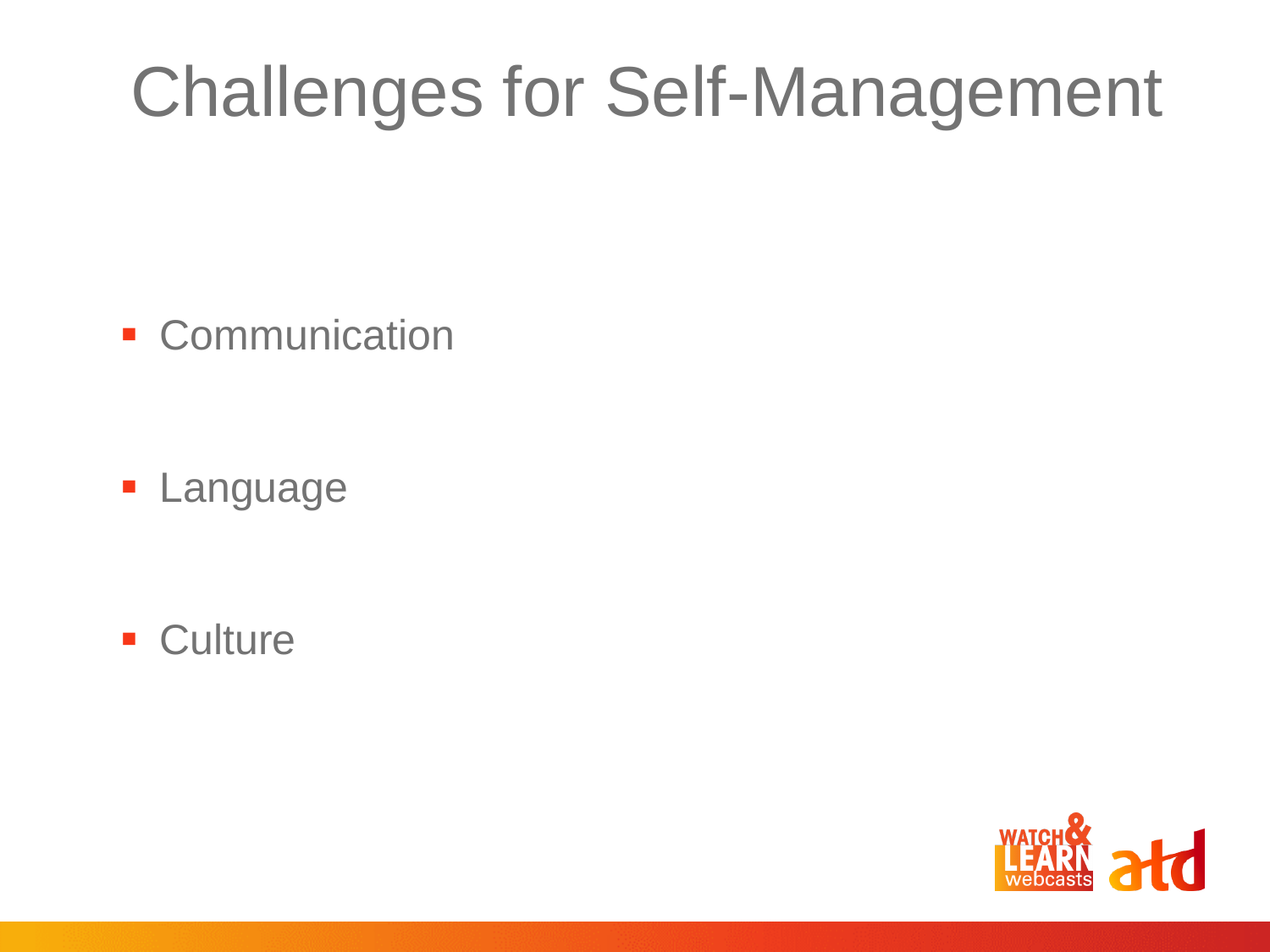# Challenges for Self-Management

- Communication
- Language
- Culture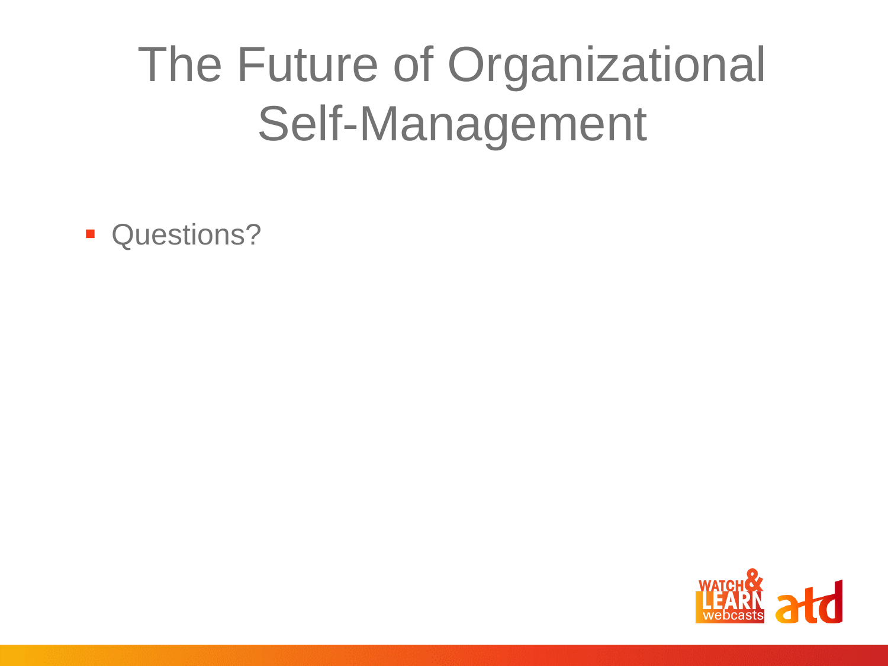# The Future of Organizational Self-Management

- Questions?